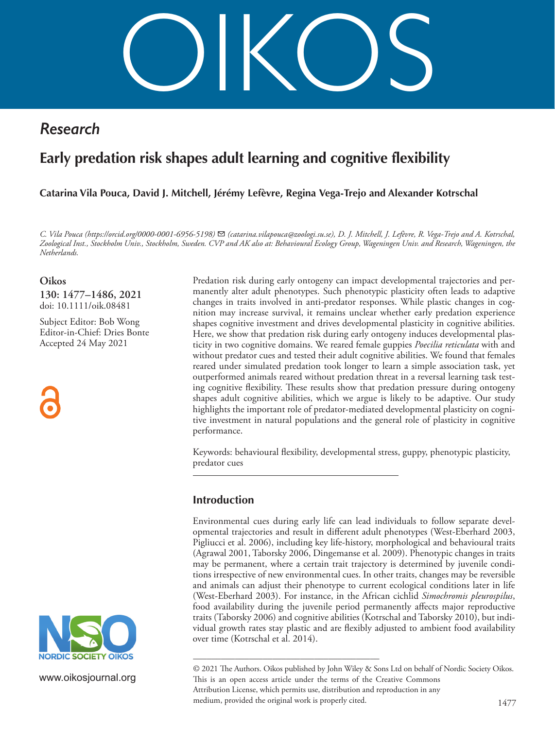## Research

# Early predation risk shapes adult learning and cognitive flexibility

**Catarina Vila Pouca, David J. Mitchell, Jérémy Lefèvre, Regina Vega-Trejo and Alexander Kotrschal**

*C. Vila Pouca (https://orcid.org/0000-0001-6956-5198) ✉ (catarina.vilapouca@zoologi.su.se), D. J. Mitchell, J. Lefèvre, R. Vega-Trejo and A. Kotrschal, Zoological Inst., Stockholm Univ., Stockholm, Sweden. CVP and AK also at: Behavioural Ecology Group, Wageningen Univ. and Research, Wageningen, the Netherlands.*

**Oikos**
**130: 1477–1486, 2021**
doi: 10.1111/oik.08481

Subject Editor: Bob Wong
Editor-in-Chief: Dries Bonte
Accepted 24 May 2021

Predation risk during early ontogeny can impact developmental trajectories and permanently alter adult phenotypes. Such phenotypic plasticity often leads to adaptive changes in traits involved in anti-predator responses. While plastic changes in cognition may increase survival, it remains unclear whether early predation experience shapes cognitive investment and drives developmental plasticity in cognitive abilities. Here, we show that predation risk during early ontogeny induces developmental plasticity in two cognitive domains. We reared female guppies *Poecilia reticulata* with and without predator cues and tested their adult cognitive abilities. We found that females reared under simulated predation took longer to learn a simple association task, yet outperformed animals reared without predation threat in a reversal learning task testing cognitive flexibility. These results show that predation pressure during ontogeny shapes adult cognitive abilities, which we argue is likely to be adaptive. Our study highlights the important role of predator-mediated developmental plasticity on cognitive investment in natural populations and the general role of plasticity in cognitive performance.

Keywords: behavioural flexibility, developmental stress, guppy, phenotypic plasticity, predator cues

## Introduction

Environmental cues during early life can lead individuals to follow separate developmental trajectories and result in different adult phenotypes (West-Eberhard 2003, Pigliucci et al. 2006), including key life-history, morphological and behavioural traits (Agrawal 2001, Taborsky 2006, Dingemanse et al. 2009). Phenotypic changes in traits may be permanent, where a certain trait trajectory is determined by juvenile conditions irrespective of new environmental cues. In other traits, changes may be reversible and animals can adjust their phenotype to current ecological conditions later in life (West-Eberhard 2003). For instance, in the African cichlid *Simochromis pleurospilus*, food availability during the juvenile period permanently affects major reproductive traits (Taborsky 2006) and cognitive abilities (Kotrschal and Taborsky 2010), but individual growth rates stay plastic and are flexibly adjusted to ambient food availability over time (Kotrschal et al. 2014).

© 2021 The Authors. Oikos published by John Wiley & Sons Ltd on behalf of Nordic Society Oikos. This is an open access article under the terms of the Creative Commons Attribution License, which permits use, distribution and reproduction in any medium, provided the original work is properly cited.

www.oikosjournal.org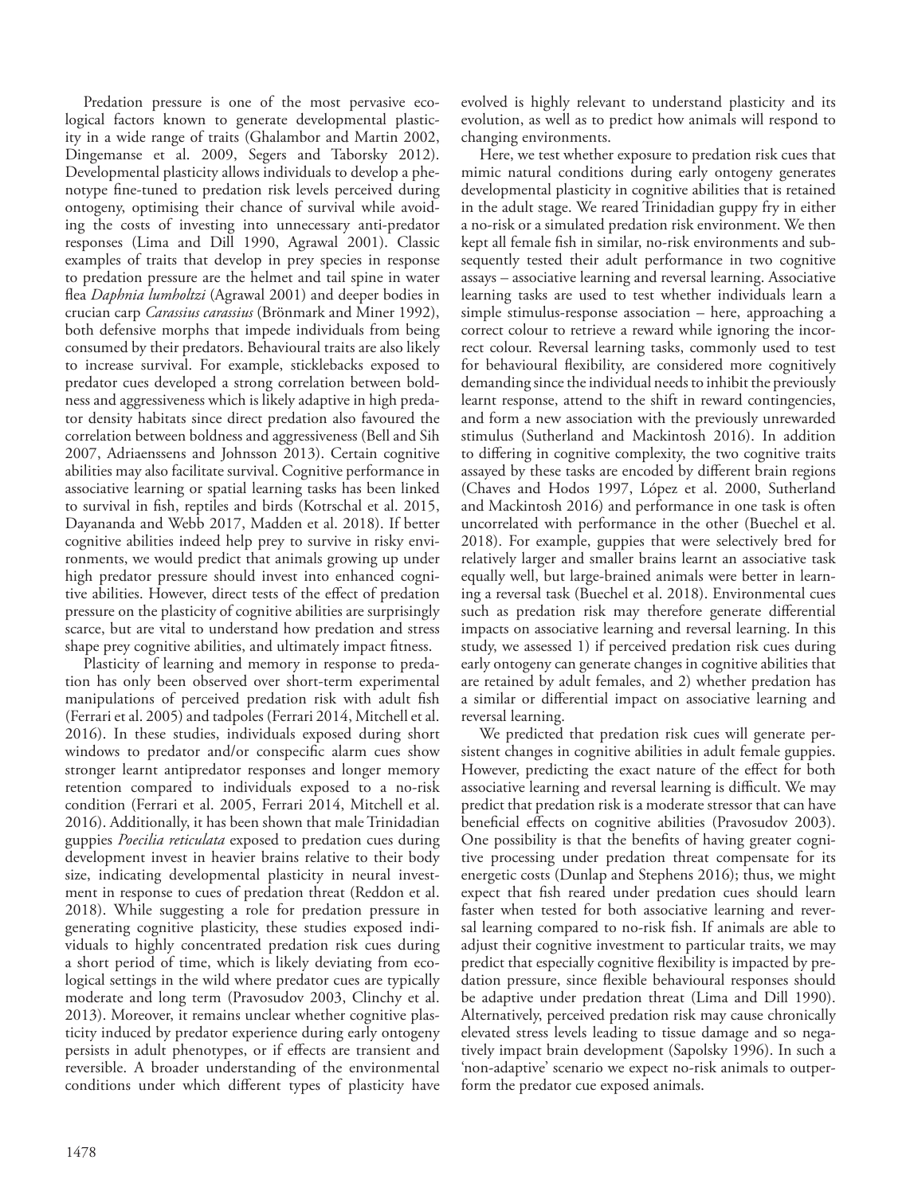Predation pressure is one of the most pervasive ecological factors known to generate developmental plasticity in a wide range of traits (Ghalambor and Martin 2002, Dingemanse et al. 2009, Segers and Taborsky 2012). Developmental plasticity allows individuals to develop a phenotype fine-tuned to predation risk levels perceived during ontogeny, optimising their chance of survival while avoiding the costs of investing into unnecessary anti-predator responses (Lima and Dill 1990, Agrawal 2001). Classic examples of traits that develop in prey species in response to predation pressure are the helmet and tail spine in water flea *Daphnia lumholtzi* (Agrawal 2001) and deeper bodies in crucian carp *Carassius carassius* (Brönmark and Miner 1992), both defensive morphs that impede individuals from being consumed by their predators. Behavioural traits are also likely to increase survival. For example, sticklebacks exposed to predator cues developed a strong correlation between boldness and aggressiveness which is likely adaptive in high predator density habitats since direct predation also favoured the correlation between boldness and aggressiveness (Bell and Sih 2007, Adriaenssens and Johnsson 2013). Certain cognitive abilities may also facilitate survival. Cognitive performance in associative learning or spatial learning tasks has been linked to survival in fish, reptiles and birds (Kotrschal et al. 2015, Dayananda and Webb 2017, Madden et al. 2018). If better cognitive abilities indeed help prey to survive in risky environments, we would predict that animals growing up under high predator pressure should invest into enhanced cognitive abilities. However, direct tests of the effect of predation pressure on the plasticity of cognitive abilities are surprisingly scarce, but are vital to understand how predation and stress shape prey cognitive abilities, and ultimately impact fitness.

Plasticity of learning and memory in response to predation has only been observed over short-term experimental manipulations of perceived predation risk with adult fish (Ferrari et al. 2005) and tadpoles (Ferrari 2014, Mitchell et al. 2016). In these studies, individuals exposed during short windows to predator and/or conspecific alarm cues show stronger learnt antipredator responses and longer memory retention compared to individuals exposed to a no-risk condition (Ferrari et al. 2005, Ferrari 2014, Mitchell et al. 2016). Additionally, it has been shown that male Trinidadian guppies *Poecilia reticulata* exposed to predation cues during development invest in heavier brains relative to their body size, indicating developmental plasticity in neural investment in response to cues of predation threat (Reddon et al. 2018). While suggesting a role for predation pressure in generating cognitive plasticity, these studies exposed individuals to highly concentrated predation risk cues during a short period of time, which is likely deviating from ecological settings in the wild where predator cues are typically moderate and long term (Pravosudov 2003, Clinchy et al. 2013). Moreover, it remains unclear whether cognitive plasticity induced by predator experience during early ontogeny persists in adult phenotypes, or if effects are transient and reversible. A broader understanding of the environmental conditions under which different types of plasticity have evolved is highly relevant to understand plasticity and its evolution, as well as to predict how animals will respond to changing environments.

Here, we test whether exposure to predation risk cues that mimic natural conditions during early ontogeny generates developmental plasticity in cognitive abilities that is retained in the adult stage. We reared Trinidadian guppy fry in either a no-risk or a simulated predation risk environment. We then kept all female fish in similar, no-risk environments and subsequently tested their adult performance in two cognitive assays – associative learning and reversal learning. Associative learning tasks are used to test whether individuals learn a simple stimulus-response association – here, approaching a correct colour to retrieve a reward while ignoring the incorrect colour. Reversal learning tasks, commonly used to test for behavioural flexibility, are considered more cognitively demanding since the individual needs to inhibit the previously learnt response, attend to the shift in reward contingencies, and form a new association with the previously unrewarded stimulus (Sutherland and Mackintosh 2016). In addition to differing in cognitive complexity, the two cognitive traits assayed by these tasks are encoded by different brain regions (Chaves and Hodos 1997, López et al. 2000, Sutherland and Mackintosh 2016) and performance in one task is often uncorrelated with performance in the other (Buechel et al. 2018). For example, guppies that were selectively bred for relatively larger and smaller brains learnt an associative task equally well, but large-brained animals were better in learning a reversal task (Buechel et al. 2018). Environmental cues such as predation risk may therefore generate differential impacts on associative learning and reversal learning. In this study, we assessed 1) if perceived predation risk cues during early ontogeny can generate changes in cognitive abilities that are retained by adult females, and 2) whether predation has a similar or differential impact on associative learning and reversal learning.

We predicted that predation risk cues will generate persistent changes in cognitive abilities in adult female guppies. However, predicting the exact nature of the effect for both associative learning and reversal learning is difficult. We may predict that predation risk is a moderate stressor that can have beneficial effects on cognitive abilities (Pravosudov 2003). One possibility is that the benefits of having greater cognitive processing under predation threat compensate for its energetic costs (Dunlap and Stephens 2016); thus, we might expect that fish reared under predation cues should learn faster when tested for both associative learning and reversal learning compared to no-risk fish. If animals are able to adjust their cognitive investment to particular traits, we may predict that especially cognitive flexibility is impacted by predation pressure, since flexible behavioural responses should be adaptive under predation threat (Lima and Dill 1990). Alternatively, perceived predation risk may cause chronically elevated stress levels leading to tissue damage and so negatively impact brain development (Sapolsky 1996). In such a 'non-adaptive' scenario we expect no-risk animals to outperform the predator cue exposed animals.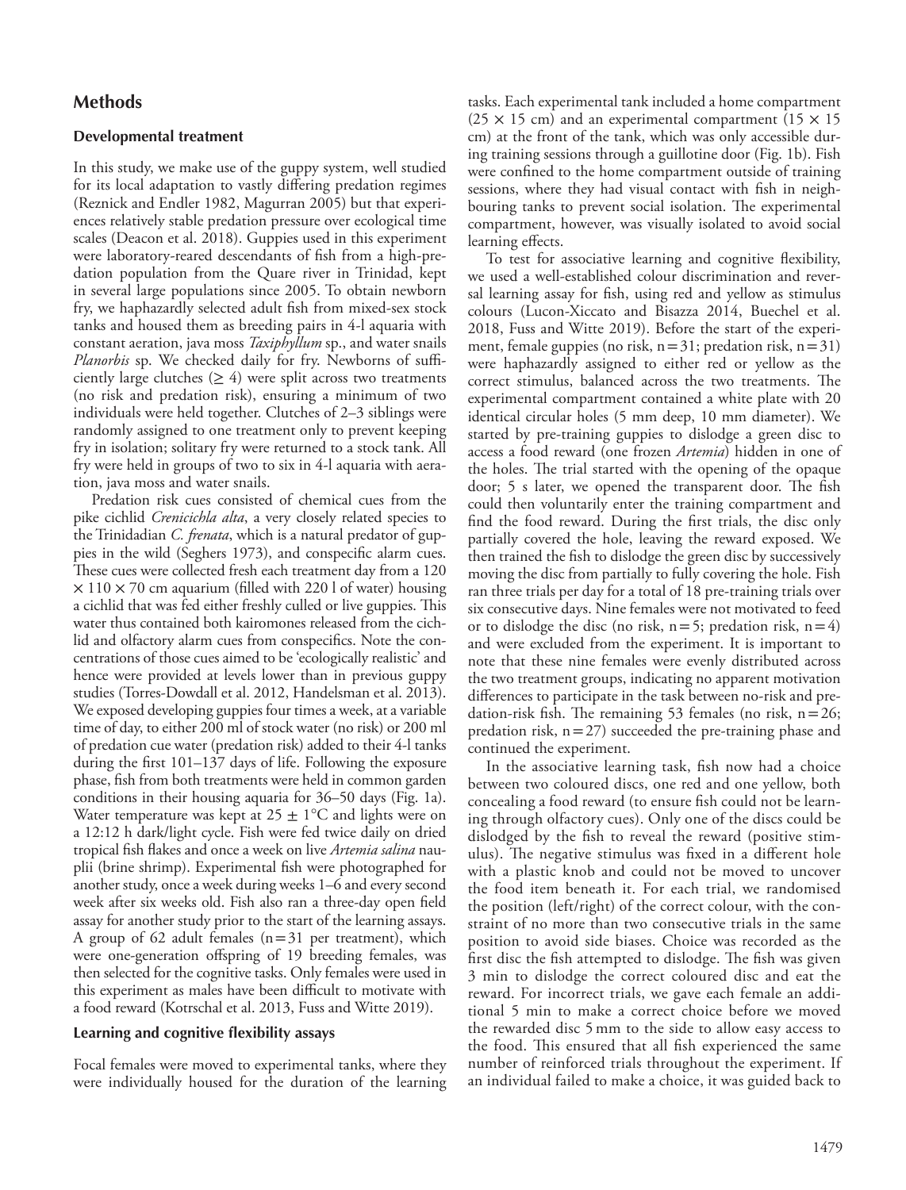## Methods

### Developmental treatment

In this study, we make use of the guppy system, well studied for its local adaptation to vastly differing predation regimes (Reznick and Endler 1982, Magurran 2005) but that experiences relatively stable predation pressure over ecological time scales (Deacon et al. 2018). Guppies used in this experiment were laboratory-reared descendants of fish from a high-predation population from the Quare river in Trinidad, kept in several large populations since 2005. To obtain newborn fry, we haphazardly selected adult fish from mixed-sex stock tanks and housed them as breeding pairs in 4-l aquaria with constant aeration, java moss *Taxiphyllum* sp., and water snails *Planorbis* sp. We checked daily for fry. Newborns of sufficiently large clutches (≥ 4) were split across two treatments (no risk and predation risk), ensuring a minimum of two individuals were held together. Clutches of 2–3 siblings were randomly assigned to one treatment only to prevent keeping fry in isolation; solitary fry were returned to a stock tank. All fry were held in groups of two to six in 4-l aquaria with aeration, java moss and water snails.

Predation risk cues consisted of chemical cues from the pike cichlid *Crenicichla alta*, a very closely related species to the Trinidadian *C. frenata*, which is a natural predator of guppies in the wild (Seghers 1973), and conspecific alarm cues. These cues were collected fresh each treatment day from a 120 × 110 × 70 cm aquarium (filled with 220 l of water) housing a cichlid that was fed either freshly culled or live guppies. This water thus contained both kairomones released from the cichlid and olfactory alarm cues from conspecifics. Note the concentrations of those cues aimed to be 'ecologically realistic' and hence were provided at levels lower than in previous guppy studies (Torres-Dowdall et al. 2012, Handelsman et al. 2013). We exposed developing guppies four times a week, at a variable time of day, to either 200 ml of stock water (no risk) or 200 ml of predation cue water (predation risk) added to their 4-l tanks during the first 101–137 days of life. Following the exposure phase, fish from both treatments were held in common garden conditions in their housing aquaria for 36–50 days (Fig. 1a). Water temperature was kept at 25 ± 1°C and lights were on a 12:12 h dark/light cycle. Fish were fed twice daily on dried tropical fish flakes and once a week on live *Artemia salina* nauplii (brine shrimp). Experimental fish were photographed for another study, once a week during weeks 1–6 and every second week after six weeks old. Fish also ran a three-day open field assay for another study prior to the start of the learning assays. A group of 62 adult females (n = 31 per treatment), which were one-generation offspring of 19 breeding females, was then selected for the cognitive tasks. Only females were used in this experiment as males have been difficult to motivate with a food reward (Kotrschal et al. 2013, Fuss and Witte 2019).

### Learning and cognitive flexibility assays

Focal females were moved to experimental tanks, where they were individually housed for the duration of the learning tasks. Each experimental tank included a home compartment (25 × 15 cm) and an experimental compartment (15 × 15 cm) at the front of the tank, which was only accessible during training sessions through a guillotine door (Fig. 1b). Fish were confined to the home compartment outside of training sessions, where they had visual contact with fish in neighbouring tanks to prevent social isolation. The experimental compartment, however, was visually isolated to avoid social learning effects.

To test for associative learning and cognitive flexibility, we used a well-established colour discrimination and reversal learning assay for fish, using red and yellow as stimulus colours (Lucon-Xiccato and Bisazza 2014, Buechel et al. 2018, Fuss and Witte 2019). Before the start of the experiment, female guppies (no risk, n = 31; predation risk, n = 31) were haphazardly assigned to either red or yellow as the correct stimulus, balanced across the two treatments. The experimental compartment contained a white plate with 20 identical circular holes (5 mm deep, 10 mm diameter). We started by pre-training guppies to dislodge a green disc to access a food reward (one frozen *Artemia*) hidden in one of the holes. The trial started with the opening of the opaque door; 5 s later, we opened the transparent door. The fish could then voluntarily enter the training compartment and find the food reward. During the first trials, the disc only partially covered the hole, leaving the reward exposed. We then trained the fish to dislodge the green disc by successively moving the disc from partially to fully covering the hole. Fish ran three trials per day for a total of 18 pre-training trials over six consecutive days. Nine females were not motivated to feed or to dislodge the disc (no risk, n = 5; predation risk, n = 4) and were excluded from the experiment. It is important to note that these nine females were evenly distributed across the two treatment groups, indicating no apparent motivation differences to participate in the task between no-risk and predation-risk fish. The remaining 53 females (no risk, n = 26; predation risk, n = 27) succeeded the pre-training phase and continued the experiment.

In the associative learning task, fish now had a choice between two coloured discs, one red and one yellow, both concealing a food reward (to ensure fish could not be learning through olfactory cues). Only one of the discs could be dislodged by the fish to reveal the reward (positive stimulus). The negative stimulus was fixed in a different hole with a plastic knob and could not be moved to uncover the food item beneath it. For each trial, we randomised the position (left/right) of the correct colour, with the constraint of no more than two consecutive trials in the same position to avoid side biases. Choice was recorded as the first disc the fish attempted to dislodge. The fish was given 3 min to dislodge the correct coloured disc and eat the reward. For incorrect trials, we gave each female an additional 5 min to make a correct choice before we moved the rewarded disc 5 mm to the side to allow easy access to the food. This ensured that all fish experienced the same number of reinforced trials throughout the experiment. If an individual failed to make a choice, it was guided back to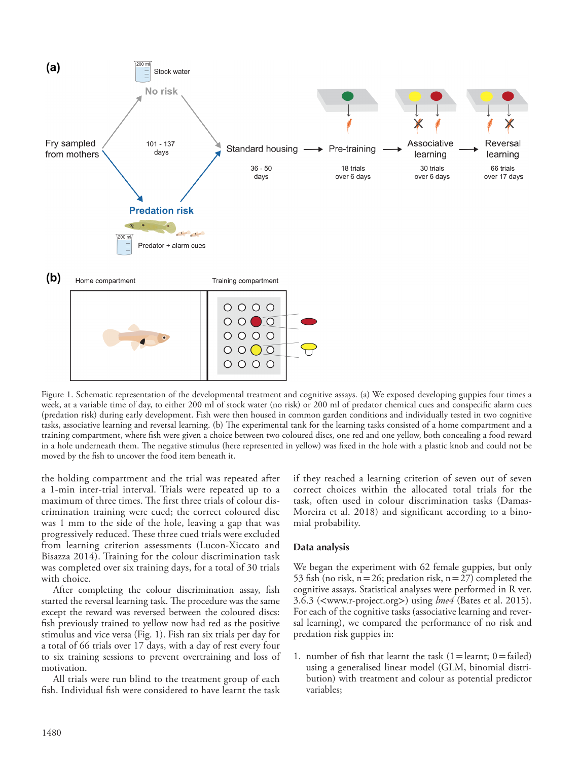Figure 1. Schematic representation of the developmental treatment and cognitive assays. (a) We exposed developing guppies four times a week, at a variable time of day, to either 200 ml of stock water (no risk) or 200 ml of predator chemical cues and conspecific alarm cues (predation risk) during early development. Fish were then housed in common garden conditions and individually tested in two cognitive tasks, associative learning and reversal learning. (b) The experimental tank for the learning tasks consisted of a home compartment and a training compartment, where fish were given a choice between two coloured discs, one red and one yellow, both concealing a food reward in a hole underneath them. The negative stimulus (here represented in yellow) was fixed in the hole with a plastic knob and could not be moved by the fish to uncover the food item beneath it.

the holding compartment and the trial was repeated after a 1-min inter-trial interval. Trials were repeated up to a maximum of three times. The first three trials of colour discrimination training were cued; the correct coloured disc was 1 mm to the side of the hole, leaving a gap that was progressively reduced. These three cued trials were excluded from learning criterion assessments (Lucon-Xiccato and Bisazza 2014). Training for the colour discrimination task was completed over six training days, for a total of 30 trials with choice.

After completing the colour discrimination assay, fish started the reversal learning task. The procedure was the same except the reward was reversed between the coloured discs: fish previously trained to yellow now had red as the positive stimulus and vice versa (Fig. 1). Fish ran six trials per day for a total of 66 trials over 17 days, with a day of rest every four to six training sessions to prevent overtraining and loss of motivation.

All trials were run blind to the treatment group of each fish. Individual fish were considered to have learnt the task if they reached a learning criterion of seven out of seven correct choices within the allocated total trials for the task, often used in colour discrimination tasks (Damas-Moreira et al. 2018) and significant according to a binomial probability.

## Data analysis

We began the experiment with 62 female guppies, but only 53 fish (no risk, n = 26; predation risk, n = 27) completed the cognitive assays. Statistical analyses were performed in R ver. 3.6.3 (<www.r-project.org>) using *lme4* (Bates et al. 2015). For each of the cognitive tasks (associative learning and reversal learning), we compared the performance of no risk and predation risk guppies in:

1. number of fish that learnt the task (1 = learnt; 0 = failed) using a generalised linear model (GLM, binomial distribution) with treatment and colour as potential predictor variables;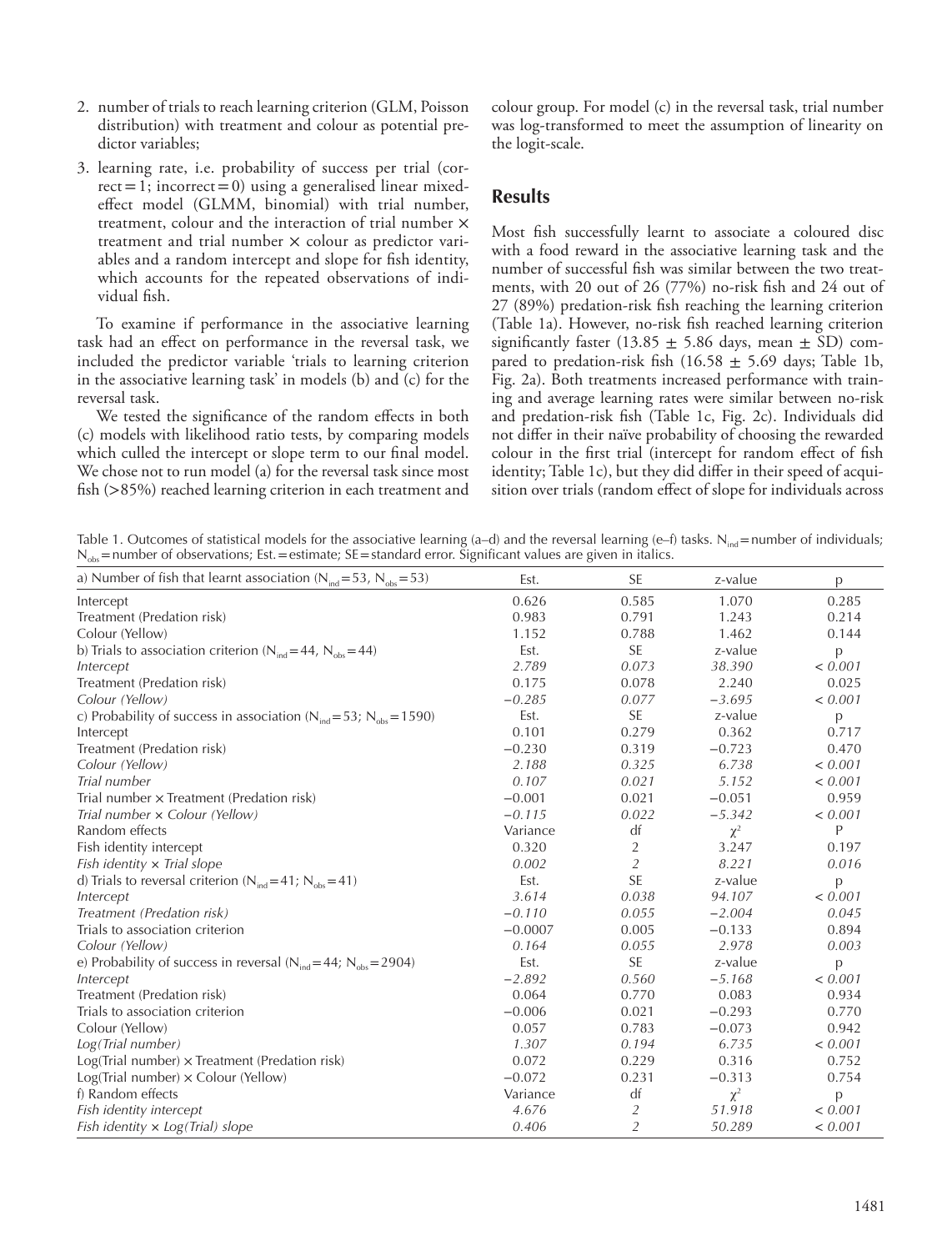2. number of trials to reach learning criterion (GLM, Poisson distribution) with treatment and colour as potential predictor variables;
3. learning rate, i.e. probability of success per trial (correct = 1; incorrect = 0) using a generalised linear mixed-effect model (GLMM, binomial) with trial number, treatment, colour and the interaction of trial number × treatment and trial number × colour as predictor variables and a random intercept and slope for fish identity, which accounts for the repeated observations of individual fish.

To examine if performance in the associative learning task had an effect on performance in the reversal task, we included the predictor variable 'trials to learning criterion in the associative learning task' in models (b) and (c) for the reversal task.

We tested the significance of the random effects in both (c) models with likelihood ratio tests, by comparing models which culled the intercept or slope term to our final model. We chose not to run model (a) for the reversal task since most fish (>85%) reached learning criterion in each treatment and colour group. For model (c) in the reversal task, trial number was log-transformed to meet the assumption of linearity on the logit-scale.

## Results

Most fish successfully learnt to associate a coloured disc with a food reward in the associative learning task and the number of successful fish was similar between the two treatments, with 20 out of 26 (77%) no-risk fish and 24 out of 27 (89%) predation-risk fish reaching the learning criterion (Table 1a). However, no-risk fish reached learning criterion significantly faster (13.85 ± 5.86 days, mean ± SD) compared to predation-risk fish (16.58 ± 5.69 days; Table 1b, Fig. 2a). Both treatments increased performance with training and average learning rates were similar between no-risk and predation-risk fish (Table 1c, Fig. 2c). Individuals did not differ in their naïve probability of choosing the rewarded colour in the first trial (intercept for random effect of fish identity; Table 1c), but they did differ in their speed of acquisition over trials (random effect of slope for individuals across

Table 1. Outcomes of statistical models for the associative learning (a–d) and the reversal learning (e–f) tasks. $N_{ind}$ = number of individuals; $N_{obs}$ = number of observations; Est. = estimate; SE = standard error. Significant values are given in italics.

| a) Number of fish that learnt association ($N_{ind}$ = 53, $N_{obs}$ = 53) | Est. | SE | z-value | p |
|---|---|---|---|---|
| Intercept | 0.626 | 0.585 | 1.070 | 0.285 |
| Treatment (Predation risk) | 0.983 | 0.791 | 1.243 | 0.214 |
| Colour (Yellow) | 1.152 | 0.788 | 1.462 | 0.144 |
| b) Trials to association criterion ($N_{ind}$ = 44, $N_{obs}$ = 44) | Est. | SE | z-value | p |
| *Intercept* | *2.789* | *0.073* | *38.390* | *< 0.001* |
| Treatment (Predation risk) | 0.175 | 0.078 | 2.240 | 0.025 |
| *Colour (Yellow)* | *−0.285* | *0.077* | *−3.695* | *< 0.001* |
| c) Probability of success in association ($N_{ind}$ = 53; $N_{obs}$ = 1590) | Est. | SE | z-value | p |
| Intercept | 0.101 | 0.279 | 0.362 | 0.717 |
| Treatment (Predation risk) | −0.230 | 0.319 | −0.723 | 0.470 |
| *Colour (Yellow)* | *2.188* | *0.325* | *6.738* | *< 0.001* |
| *Trial number* | *0.107* | *0.021* | *5.152* | *< 0.001* |
| Trial number × Treatment (Predation risk) | −0.001 | 0.021 | −0.051 | 0.959 |
| *Trial number × Colour (Yellow)* | *−0.115* | *0.022* | *−5.342* | *< 0.001* |
| Random effects | Variance | df | $\chi^2$ | P |
| Fish identity intercept | 0.320 | 2 | 3.247 | 0.197 |
| *Fish identity × Trial slope* | *0.002* | *2* | *8.221* | *0.016* |
| d) Trials to reversal criterion ($N_{ind}$ = 41; $N_{obs}$ = 41) | Est. | SE | z-value | p |
| *Intercept* | *3.614* | *0.038* | *94.107* | *< 0.001* |
| *Treatment (Predation risk)* | *−0.110* | *0.055* | *−2.004* | *0.045* |
| Trials to association criterion | −0.0007 | 0.005 | −0.133 | 0.894 |
| *Colour (Yellow)* | *0.164* | *0.055* | *2.978* | *0.003* |
| e) Probability of success in reversal ($N_{ind}$ = 44; $N_{obs}$ = 2904) | Est. | SE | z-value | p |
| *Intercept* | *−2.892* | *0.560* | *−5.168* | *< 0.001* |
| Treatment (Predation risk) | 0.064 | 0.770 | 0.083 | 0.934 |
| Trials to association criterion | −0.006 | 0.021 | −0.293 | 0.770 |
| Colour (Yellow) | 0.057 | 0.783 | −0.073 | 0.942 |
| *Log(Trial number)* | *1.307* | *0.194* | *6.735* | *< 0.001* |
| Log(Trial number) × Treatment (Predation risk) | 0.072 | 0.229 | 0.316 | 0.752 |
| Log(Trial number) × Colour (Yellow) | −0.072 | 0.231 | −0.313 | 0.754 |
| f) Random effects | Variance | df | $\chi^2$ | p |
| *Fish identity intercept* | *4.676* | *2* | *51.918* | *< 0.001* |
| *Fish identity × Log(Trial) slope* | *0.406* | *2* | *50.289* | *< 0.001* |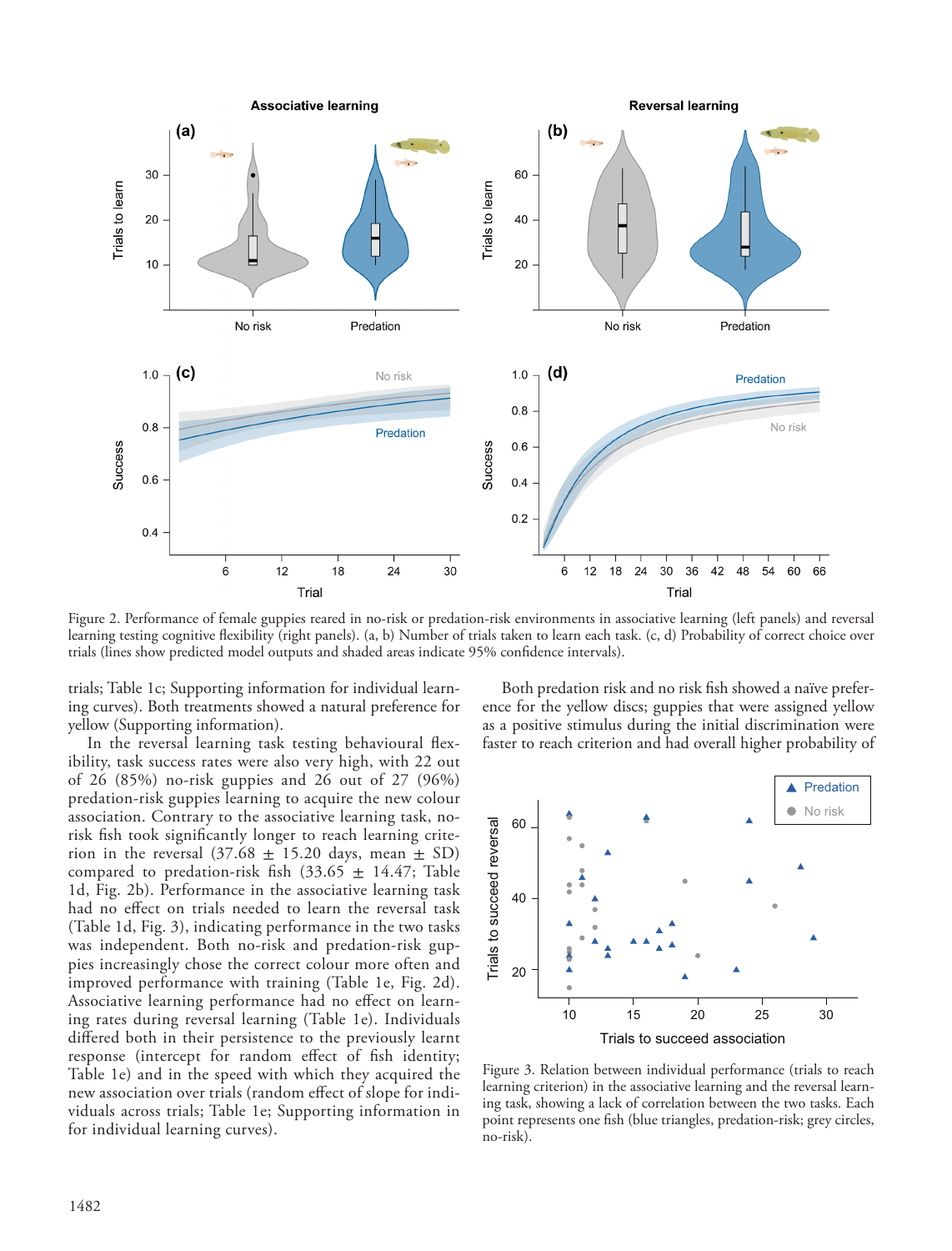Figure 2. Performance of female guppies reared in no-risk or predation-risk environments in associative learning (left panels) and reversal learning testing cognitive flexibility (right panels). (a, b) Number of trials taken to learn each task. (c, d) Probability of correct choice over trials (lines show predicted model outputs and shaded areas indicate 95% confidence intervals).

trials; Table 1c; Supporting information for individual learning curves). Both treatments showed a natural preference for yellow (Supporting information).

In the reversal learning task testing behavioural flexibility, task success rates were also very high, with 22 out of 26 (85%) no-risk guppies and 26 out of 27 (96%) predation-risk guppies learning to acquire the new colour association. Contrary to the associative learning task, no-risk fish took significantly longer to reach learning criterion in the reversal (37.68 ± 15.20 days, mean ± SD) compared to predation-risk fish (33.65 ± 14.47; Table 1d, Fig. 2b). Performance in the associative learning task had no effect on trials needed to learn the reversal task (Table 1d, Fig. 3), indicating performance in the two tasks was independent. Both no-risk and predation-risk guppies increasingly chose the correct colour more often and improved performance with training (Table 1e, Fig. 2d). Associative learning performance had no effect on learning rates during reversal learning (Table 1e). Individuals differed both in their persistence to the previously learnt response (intercept for random effect of fish identity; Table 1e) and in the speed with which they acquired the new association over trials (random effect of slope for individuals across trials; Table 1e; Supporting information in for individual learning curves).

Both predation risk and no risk fish showed a naïve preference for the yellow discs; guppies that were assigned yellow as a positive stimulus during the initial discrimination were faster to reach criterion and had overall higher probability of

Figure 3. Relation between individual performance (trials to reach learning criterion) in the associative learning and the reversal learning task, showing a lack of correlation between the two tasks. Each point represents one fish (blue triangles, predation-risk; grey circles, no-risk).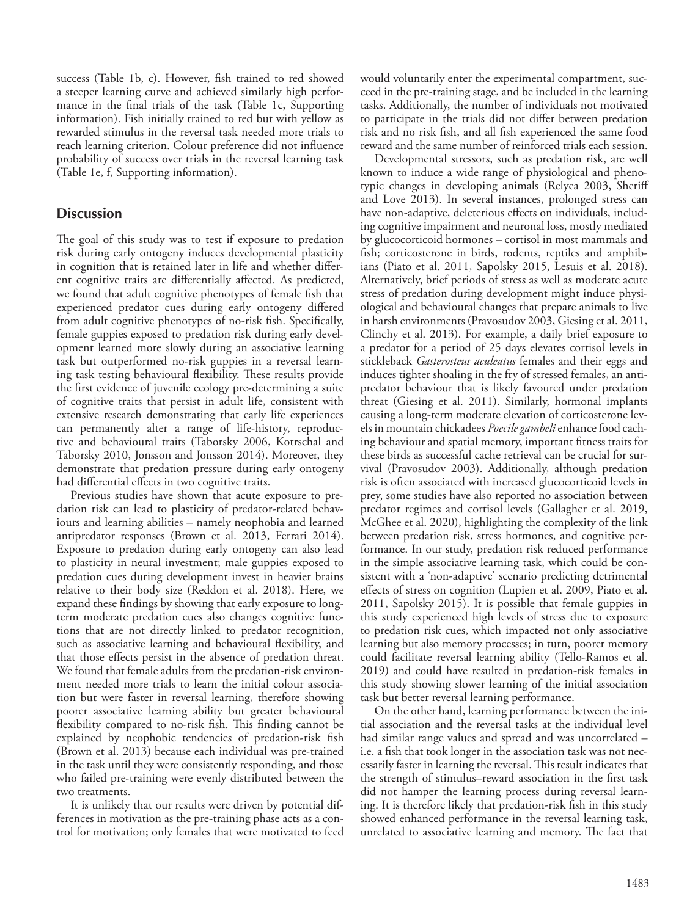success (Table 1b, c). However, fish trained to red showed a steeper learning curve and achieved similarly high performance in the final trials of the task (Table 1c, Supporting information). Fish initially trained to red but with yellow as rewarded stimulus in the reversal task needed more trials to reach learning criterion. Colour preference did not influence probability of success over trials in the reversal learning task (Table 1e, f, Supporting information).

## Discussion

The goal of this study was to test if exposure to predation risk during early ontogeny induces developmental plasticity in cognition that is retained later in life and whether different cognitive traits are differentially affected. As predicted, we found that adult cognitive phenotypes of female fish that experienced predator cues during early ontogeny differed from adult cognitive phenotypes of no-risk fish. Specifically, female guppies exposed to predation risk during early development learned more slowly during an associative learning task but outperformed no-risk guppies in a reversal learning task testing behavioural flexibility. These results provide the first evidence of juvenile ecology pre-determining a suite of cognitive traits that persist in adult life, consistent with extensive research demonstrating that early life experiences can permanently alter a range of life-history, reproductive and behavioural traits (Taborsky 2006, Kotrschal and Taborsky 2010, Jonsson and Jonsson 2014). Moreover, they demonstrate that predation pressure during early ontogeny had differential effects in two cognitive traits.

Previous studies have shown that acute exposure to predation risk can lead to plasticity of predator-related behaviours and learning abilities – namely neophobia and learned antipredator responses (Brown et al. 2013, Ferrari 2014). Exposure to predation during early ontogeny can also lead to plasticity in neural investment; male guppies exposed to predation cues during development invest in heavier brains relative to their body size (Reddon et al. 2018). Here, we expand these findings by showing that early exposure to long-term moderate predation cues also changes cognitive functions that are not directly linked to predator recognition, such as associative learning and behavioural flexibility, and that those effects persist in the absence of predation threat. We found that female adults from the predation-risk environment needed more trials to learn the initial colour association but were faster in reversal learning, therefore showing poorer associative learning ability but greater behavioural flexibility compared to no-risk fish. This finding cannot be explained by neophobic tendencies of predation-risk fish (Brown et al. 2013) because each individual was pre-trained in the task until they were consistently responding, and those who failed pre-training were evenly distributed between the two treatments.

It is unlikely that our results were driven by potential differences in motivation as the pre-training phase acts as a control for motivation; only females that were motivated to feed would voluntarily enter the experimental compartment, succeed in the pre-training stage, and be included in the learning tasks. Additionally, the number of individuals not motivated to participate in the trials did not differ between predation risk and no risk fish, and all fish experienced the same food reward and the same number of reinforced trials each session.

Developmental stressors, such as predation risk, are well known to induce a wide range of physiological and phenotypic changes in developing animals (Relyea 2003, Sheriff and Love 2013). In several instances, prolonged stress can have non-adaptive, deleterious effects on individuals, including cognitive impairment and neuronal loss, mostly mediated by glucocorticoid hormones – cortisol in most mammals and fish; corticosterone in birds, rodents, reptiles and amphibians (Piato et al. 2011, Sapolsky 2015, Lesuis et al. 2018). Alternatively, brief periods of stress as well as moderate acute stress of predation during development might induce physiological and behavioural changes that prepare animals to live in harsh environments (Pravosudov 2003, Giesing et al. 2011, Clinchy et al. 2013). For example, a daily brief exposure to a predator for a period of 25 days elevates cortisol levels in stickleback *Gasterosteus aculeatus* females and their eggs and induces tighter shoaling in the fry of stressed females, an antipredator behaviour that is likely favoured under predation threat (Giesing et al. 2011). Similarly, hormonal implants causing a long-term moderate elevation of corticosterone levels in mountain chickadees *Poecile gambeli* enhance food caching behaviour and spatial memory, important fitness traits for these birds as successful cache retrieval can be crucial for survival (Pravosudov 2003). Additionally, although predation risk is often associated with increased glucocorticoid levels in prey, some studies have also reported no association between predator regimes and cortisol levels (Gallagher et al. 2019, McGhee et al. 2020), highlighting the complexity of the link between predation risk, stress hormones, and cognitive performance. In our study, predation risk reduced performance in the simple associative learning task, which could be consistent with a 'non-adaptive' scenario predicting detrimental effects of stress on cognition (Lupien et al. 2009, Piato et al. 2011, Sapolsky 2015). It is possible that female guppies in this study experienced high levels of stress due to exposure to predation risk cues, which impacted not only associative learning but also memory processes; in turn, poorer memory could facilitate reversal learning ability (Tello-Ramos et al. 2019) and could have resulted in predation-risk females in this study showing slower learning of the initial association task but better reversal learning performance.

On the other hand, learning performance between the initial association and the reversal tasks at the individual level had similar range values and spread and was uncorrelated – i.e. a fish that took longer in the association task was not necessarily faster in learning the reversal. This result indicates that the strength of stimulus–reward association in the first task did not hamper the learning process during reversal learning. It is therefore likely that predation-risk fish in this study showed enhanced performance in the reversal learning task, unrelated to associative learning and memory. The fact that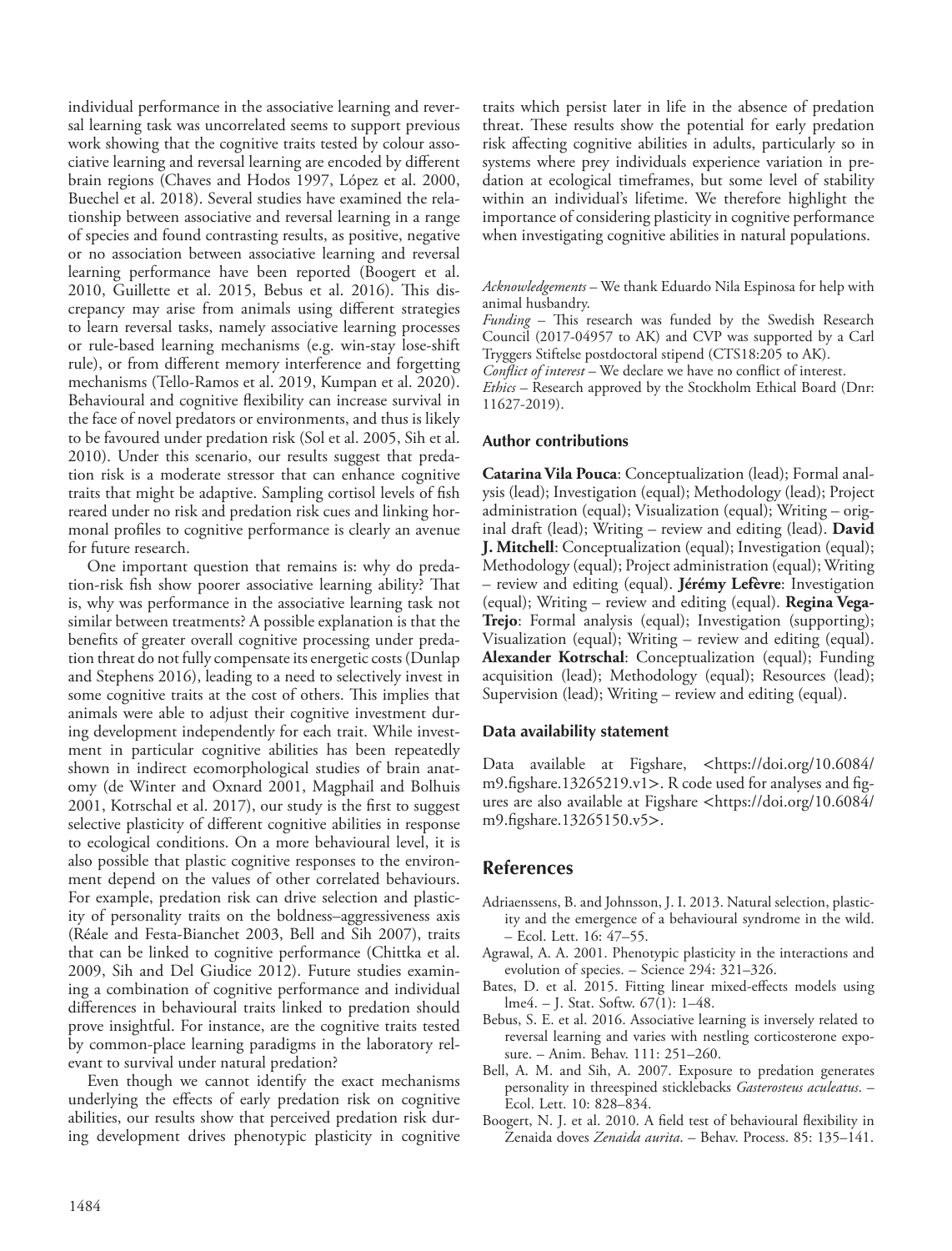individual performance in the associative learning and reversal learning task was uncorrelated seems to support previous work showing that the cognitive traits tested by colour associative learning and reversal learning are encoded by different brain regions (Chaves and Hodos 1997, López et al. 2000, Buechel et al. 2018). Several studies have examined the relationship between associative and reversal learning in a range of species and found contrasting results, as positive, negative or no association between associative learning and reversal learning performance have been reported (Boogert et al. 2010, Guillette et al. 2015, Bebus et al. 2016). This discrepancy may arise from animals using different strategies to learn reversal tasks, namely associative learning processes or rule-based learning mechanisms (e.g. win-stay lose-shift rule), or from different memory interference and forgetting mechanisms (Tello-Ramos et al. 2019, Kumpan et al. 2020). Behavioural and cognitive flexibility can increase survival in the face of novel predators or environments, and thus is likely to be favoured under predation risk (Sol et al. 2005, Sih et al. 2010). Under this scenario, our results suggest that predation risk is a moderate stressor that can enhance cognitive traits that might be adaptive. Sampling cortisol levels of fish reared under no risk and predation risk cues and linking hormonal profiles to cognitive performance is clearly an avenue for future research.

One important question that remains is: why do predation-risk fish show poorer associative learning ability? That is, why was performance in the associative learning task not similar between treatments? A possible explanation is that the benefits of greater overall cognitive processing under predation threat do not fully compensate its energetic costs (Dunlap and Stephens 2016), leading to a need to selectively invest in some cognitive traits at the cost of others. This implies that animals were able to adjust their cognitive investment during development independently for each trait. While investment in particular cognitive abilities has been repeatedly shown in indirect ecomorphological studies of brain anatomy (de Winter and Oxnard 2001, Magphail and Bolhuis 2001, Kotrschal et al. 2017), our study is the first to suggest selective plasticity of different cognitive abilities in response to ecological conditions. On a more behavioural level, it is also possible that plastic cognitive responses to the environment depend on the values of other correlated behaviours. For example, predation risk can drive selection and plasticity of personality traits on the boldness–aggressiveness axis (Réale and Festa-Bianchet 2003, Bell and Sih 2007), traits that can be linked to cognitive performance (Chittka et al. 2009, Sih and Del Giudice 2012). Future studies examining a combination of cognitive performance and individual differences in behavioural traits linked to predation should prove insightful. For instance, are the cognitive traits tested by common-place learning paradigms in the laboratory relevant to survival under natural predation?

Even though we cannot identify the exact mechanisms underlying the effects of early predation risk on cognitive abilities, our results show that perceived predation risk during development drives phenotypic plasticity in cognitive traits which persist later in life in the absence of predation threat. These results show the potential for early predation risk affecting cognitive abilities in adults, particularly so in systems where prey individuals experience variation in predation at ecological timeframes, but some level of stability within an individual's lifetime. We therefore highlight the importance of considering plasticity in cognitive performance when investigating cognitive abilities in natural populations.

*Acknowledgements* – We thank Eduardo Nila Espinosa for help with animal husbandry.
*Funding* – This research was funded by the Swedish Research Council (2017-04957 to AK) and CVP was supported by a Carl Tryggers Stiftelse postdoctoral stipend (CTS18:205 to AK).
*Conflict of interest* – We declare we have no conflict of interest.
*Ethics* – Research approved by the Stockholm Ethical Board (Dnr: 11627-2019).

### Author contributions

**Catarina Vila Pouca**: Conceptualization (lead); Formal analysis (lead); Investigation (equal); Methodology (lead); Project administration (equal); Visualization (equal); Writing – original draft (lead); Writing – review and editing (lead). **David J. Mitchell**: Conceptualization (equal); Investigation (equal); Methodology (equal); Project administration (equal); Writing – review and editing (equal). **Jérémy Lefèvre**: Investigation (equal); Writing – review and editing (equal). **Regina Vega-Trejo**: Formal analysis (equal); Investigation (supporting); Visualization (equal); Writing – review and editing (equal). **Alexander Kotrschal**: Conceptualization (equal); Funding acquisition (lead); Methodology (equal); Resources (lead); Supervision (lead); Writing – review and editing (equal).

### Data availability statement

Data available at Figshare, <https://doi.org/10.6084/m9.figshare.13265219.v1>. R code used for analyses and figures are also available at Figshare <https://doi.org/10.6084/m9.figshare.13265150.v5>.

## References

Adriaenssens, B. and Johnsson, J. I. 2013. Natural selection, plasticity and the emergence of a behavioural syndrome in the wild. – Ecol. Lett. 16: 47–55.

Agrawal, A. A. 2001. Phenotypic plasticity in the interactions and evolution of species. – Science 294: 321–326.

Bates, D. et al. 2015. Fitting linear mixed-effects models using lme4. – J. Stat. Softw. 67(1): 1–48.

Bebus, S. E. et al. 2016. Associative learning is inversely related to reversal learning and varies with nestling corticosterone exposure. – Anim. Behav. 111: 251–260.

Bell, A. M. and Sih, A. 2007. Exposure to predation generates personality in threespined sticklebacks *Gasterosteus aculeatus*. – Ecol. Lett. 10: 828–834.

Boogert, N. J. et al. 2010. A field test of behavioural flexibility in Zenaida doves *Zenaida aurita*. – Behav. Process. 85: 135–141.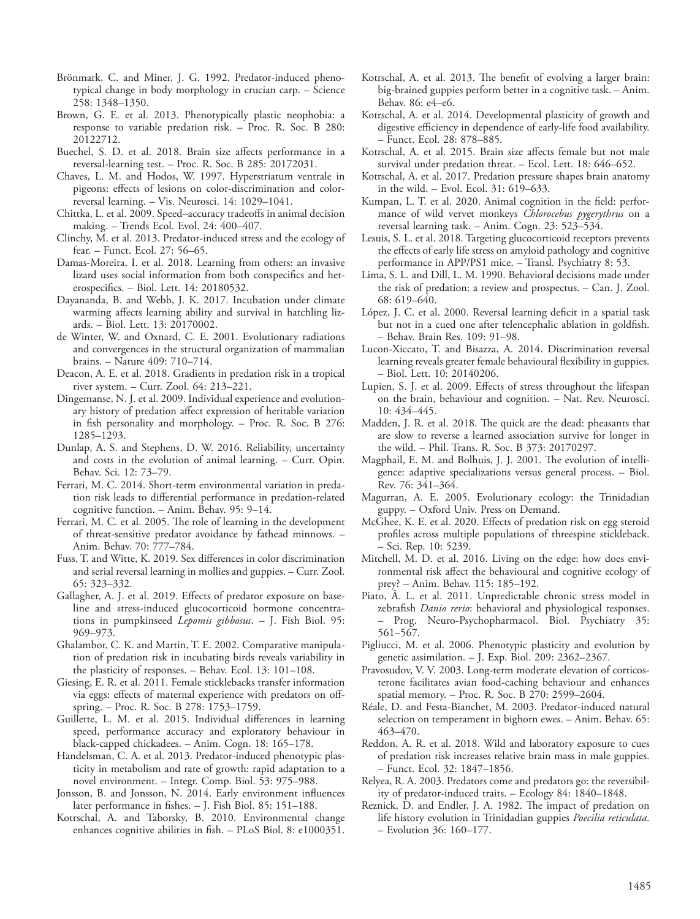Brönmark, C. and Miner, J. G. 1992. Predator-induced phenotypical change in body morphology in crucian carp. – Science 258: 1348–1350.

Brown, G. E. et al. 2013. Phenotypically plastic neophobia: a response to variable predation risk. – Proc. R. Soc. B 280: 20122712.

Buechel, S. D. et al. 2018. Brain size affects performance in a reversal-learning test. – Proc. R. Soc. B 285: 20172031.

Chaves, L. M. and Hodos, W. 1997. Hyperstriatum ventrale in pigeons: effects of lesions on color-discrimination and color-reversal learning. – Vis. Neurosci. 14: 1029–1041.

Chittka, L. et al. 2009. Speed–accuracy tradeoffs in animal decision making. – Trends Ecol. Evol. 24: 400–407.

Clinchy, M. et al. 2013. Predator-induced stress and the ecology of fear. – Funct. Ecol. 27: 56–65.

Damas-Moreira, I. et al. 2018. Learning from others: an invasive lizard uses social information from both conspecifics and heterospecifics. – Biol. Lett. 14: 20180532.

Dayananda, B. and Webb, J. K. 2017. Incubation under climate warming affects learning ability and survival in hatchling lizards. – Biol. Lett. 13: 20170002.

de Winter, W. and Oxnard, C. E. 2001. Evolutionary radiations and convergences in the structural organization of mammalian brains. – Nature 409: 710–714.

Deacon, A. E. et al. 2018. Gradients in predation risk in a tropical river system. – Curr. Zool. 64: 213–221.

Dingemanse, N. J. et al. 2009. Individual experience and evolutionary history of predation affect expression of heritable variation in fish personality and morphology. – Proc. R. Soc. B 276: 1285–1293.

Dunlap, A. S. and Stephens, D. W. 2016. Reliability, uncertainty and costs in the evolution of animal learning. – Curr. Opin. Behav. Sci. 12: 73–79.

Ferrari, M. C. 2014. Short-term environmental variation in predation risk leads to differential performance in predation-related cognitive function. – Anim. Behav. 95: 9–14.

Ferrari, M. C. et al. 2005. The role of learning in the development of threat-sensitive predator avoidance by fathead minnows. – Anim. Behav. 70: 777–784.

Fuss, T. and Witte, K. 2019. Sex differences in color discrimination and serial reversal learning in mollies and guppies. – Curr. Zool. 65: 323–332.

Gallagher, A. J. et al. 2019. Effects of predator exposure on baseline and stress-induced glucocorticoid hormone concentrations in pumpkinseed *Lepomis gibbosus*. – J. Fish Biol. 95: 969–973.

Ghalambor, C. K. and Martin, T. E. 2002. Comparative manipulation of predation risk in incubating birds reveals variability in the plasticity of responses. – Behav. Ecol. 13: 101–108.

Giesing, E. R. et al. 2011. Female sticklebacks transfer information via eggs: effects of maternal experience with predators on offspring. – Proc. R. Soc. B 278: 1753–1759.

Guillette, L. M. et al. 2015. Individual differences in learning speed, performance accuracy and exploratory behaviour in black-capped chickadees. – Anim. Cogn. 18: 165–178.

Handelsman, C. A. et al. 2013. Predator-induced phenotypic plasticity in metabolism and rate of growth: rapid adaptation to a novel environment. – Integr. Comp. Biol. 53: 975–988.

Jonsson, B. and Jonsson, N. 2014. Early environment influences later performance in fishes. – J. Fish Biol. 85: 151–188.

Kotrschal, A. and Taborsky, B. 2010. Environmental change enhances cognitive abilities in fish. – PLoS Biol. 8: e1000351.

Kotrschal, A. et al. 2013. The benefit of evolving a larger brain: big-brained guppies perform better in a cognitive task. – Anim. Behav. 86: e4–e6.

Kotrschal, A. et al. 2014. Developmental plasticity of growth and digestive efficiency in dependence of early-life food availability. – Funct. Ecol. 28: 878–885.

Kotrschal, A. et al. 2015. Brain size affects female but not male survival under predation threat. – Ecol. Lett. 18: 646–652.

Kotrschal, A. et al. 2017. Predation pressure shapes brain anatomy in the wild. – Evol. Ecol. 31: 619–633.

Kumpan, L. T. et al. 2020. Animal cognition in the field: performance of wild vervet monkeys *Chlorocebus pygerythrus* on a reversal learning task. – Anim. Cogn. 23: 523–534.

Lesuis, S. L. et al. 2018. Targeting glucocorticoid receptors prevents the effects of early life stress on amyloid pathology and cognitive performance in APP/PS1 mice. – Transl. Psychiatry 8: 53.

Lima, S. L. and Dill, L. M. 1990. Behavioral decisions made under the risk of predation: a review and prospectus. – Can. J. Zool. 68: 619–640.

López, J. C. et al. 2000. Reversal learning deficit in a spatial task but not in a cued one after telencephalic ablation in goldfish. – Behav. Brain Res. 109: 91–98.

Lucon-Xiccato, T. and Bisazza, A. 2014. Discrimination reversal learning reveals greater female behavioural flexibility in guppies. – Biol. Lett. 10: 20140206.

Lupien, S. J. et al. 2009. Effects of stress throughout the lifespan on the brain, behaviour and cognition. – Nat. Rev. Neurosci. 10: 434–445.

Madden, J. R. et al. 2018. The quick are the dead: pheasants that are slow to reverse a learned association survive for longer in the wild. – Phil. Trans. R. Soc. B 373: 20170297.

Magphail, E. M. and Bolhuis, J. J. 2001. The evolution of intelligence: adaptive specializations versus general process. – Biol. Rev. 76: 341–364.

Magurran, A. E. 2005. Evolutionary ecology: the Trinidadian guppy. – Oxford Univ. Press on Demand.

McGhee, K. E. et al. 2020. Effects of predation risk on egg steroid profiles across multiple populations of threespine stickleback. – Sci. Rep. 10: 5239.

Mitchell, M. D. et al. 2016. Living on the edge: how does environmental risk affect the behavioural and cognitive ecology of prey? – Anim. Behav. 115: 185–192.

Piato, Â. L. et al. 2011. Unpredictable chronic stress model in zebrafish *Danio rerio*: behavioral and physiological responses. – Prog. Neuro-Psychopharmacol. Biol. Psychiatry 35: 561–567.

Pigliucci, M. et al. 2006. Phenotypic plasticity and evolution by genetic assimilation. – J. Exp. Biol. 209: 2362–2367.

Pravosudov, V. V. 2003. Long-term moderate elevation of corticosterone facilitates avian food-caching behaviour and enhances spatial memory. – Proc. R. Soc. B 270: 2599–2604.

Réale, D. and Festa-Bianchet, M. 2003. Predator-induced natural selection on temperament in bighorn ewes. – Anim. Behav. 65: 463–470.

Reddon, A. R. et al. 2018. Wild and laboratory exposure to cues of predation risk increases relative brain mass in male guppies. – Funct. Ecol. 32: 1847–1856.

Relyea, R. A. 2003. Predators come and predators go: the reversibility of predator-induced traits. – Ecology 84: 1840–1848.

Reznick, D. and Endler, J. A. 1982. The impact of predation on life history evolution in Trinidadian guppies *Poecilia reticulata*. – Evolution 36: 160–177.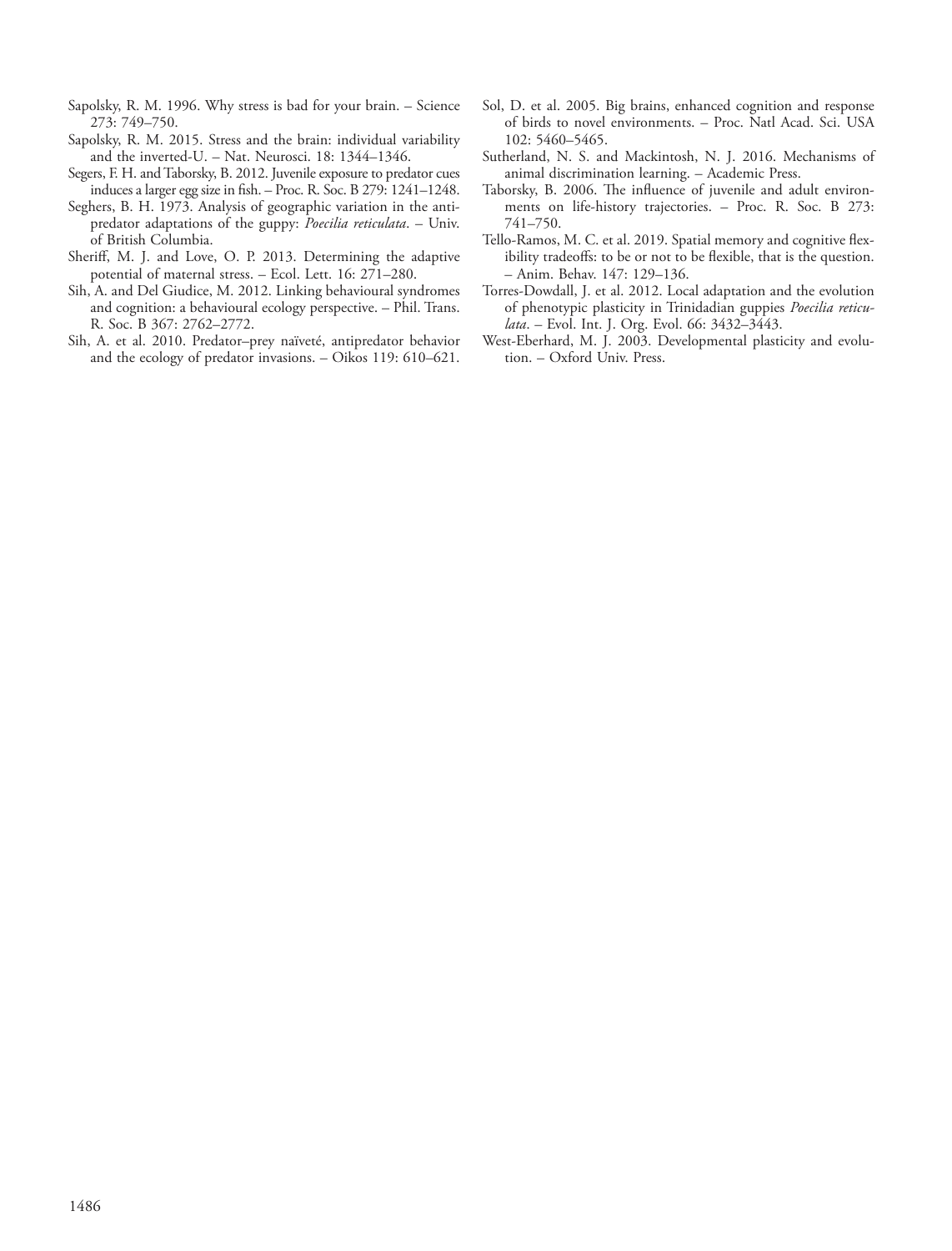Sapolsky, R. M. 1996. Why stress is bad for your brain. – Science 273: 749–750.

Sapolsky, R. M. 2015. Stress and the brain: individual variability and the inverted-U. – Nat. Neurosci. 18: 1344–1346.

Segers, F. H. and Taborsky, B. 2012. Juvenile exposure to predator cues induces a larger egg size in fish. – Proc. R. Soc. B 279: 1241–1248.

Seghers, B. H. 1973. Analysis of geographic variation in the antipredator adaptations of the guppy: *Poecilia reticulata*. – Univ. of British Columbia.

Sheriff, M. J. and Love, O. P. 2013. Determining the adaptive potential of maternal stress. – Ecol. Lett. 16: 271–280.

Sih, A. and Del Giudice, M. 2012. Linking behavioural syndromes and cognition: a behavioural ecology perspective. – Phil. Trans. R. Soc. B 367: 2762–2772.

Sih, A. et al. 2010. Predator–prey naïveté, antipredator behavior and the ecology of predator invasions. – Oikos 119: 610–621.

Sol, D. et al. 2005. Big brains, enhanced cognition and response of birds to novel environments. – Proc. Natl Acad. Sci. USA 102: 5460–5465.

Sutherland, N. S. and Mackintosh, N. J. 2016. Mechanisms of animal discrimination learning. – Academic Press.

Taborsky, B. 2006. The influence of juvenile and adult environments on life-history trajectories. – Proc. R. Soc. B 273: 741–750.

Tello-Ramos, M. C. et al. 2019. Spatial memory and cognitive flexibility tradeoffs: to be or not to be flexible, that is the question. – Anim. Behav. 147: 129–136.

Torres-Dowdall, J. et al. 2012. Local adaptation and the evolution of phenotypic plasticity in Trinidadian guppies *Poecilia reticulata*. – Evol. Int. J. Org. Evol. 66: 3432–3443.

West-Eberhard, M. J. 2003. Developmental plasticity and evolution. – Oxford Univ. Press.